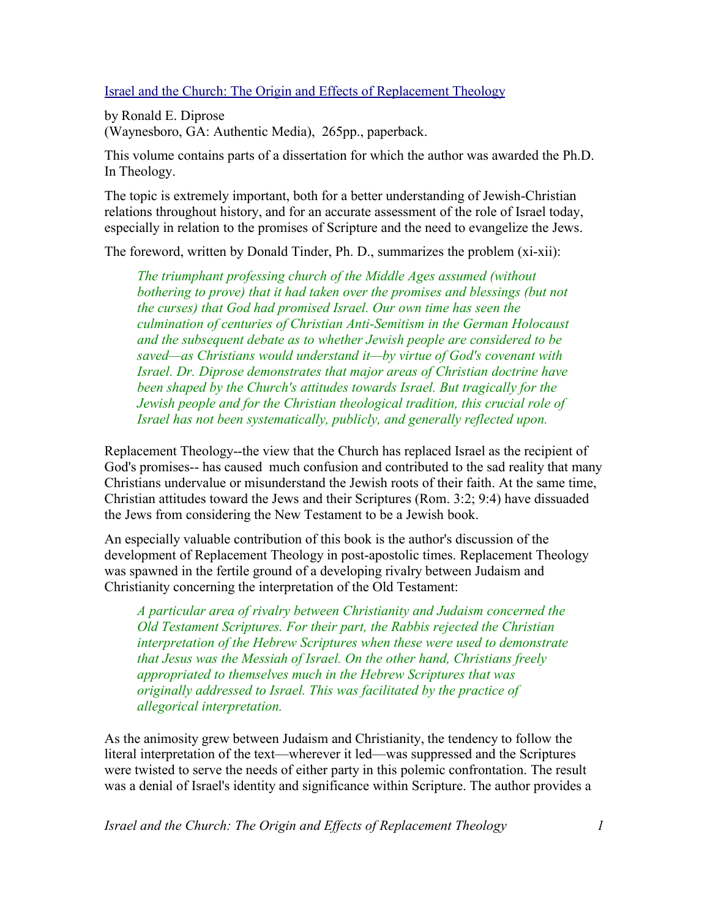Israel and the Church: The Origin and Effects of Replacement Theology

by Ronald E. Diprose
(Waynesboro, GA: Authentic Media), 265pp., paperback.

This volume contains parts of a dissertation for which the author was awarded the Ph.D. In Theology.

The topic is extremely important, both for a better understanding of Jewish-Christian relations throughout history, and for an accurate assessment of the role of Israel today, especially in relation to the promises of Scripture and the need to evangelize the Jews.

The foreword, written by Donald Tinder, Ph. D., summarizes the problem (xi-xii):

> *The triumphant professing church of the Middle Ages assumed (without bothering to prove) that it had taken over the promises and blessings (but not the curses) that God had promised Israel. Our own time has seen the culmination of centuries of Christian Anti-Semitism in the German Holocaust and the subsequent debate as to whether Jewish people are considered to be saved—as Christians would understand it—by virtue of God's covenant with Israel. Dr. Diprose demonstrates that major areas of Christian doctrine have been shaped by the Church's attitudes towards Israel. But tragically for the Jewish people and for the Christian theological tradition, this crucial role of Israel has not been systematically, publicly, and generally reflected upon.*

Replacement Theology--the view that the Church has replaced Israel as the recipient of God's promises-- has caused much confusion and contributed to the sad reality that many Christians undervalue or misunderstand the Jewish roots of their faith. At the same time, Christian attitudes toward the Jews and their Scriptures (Rom. 3:2; 9:4) have dissuaded the Jews from considering the New Testament to be a Jewish book.

An especially valuable contribution of this book is the author's discussion of the development of Replacement Theology in post-apostolic times. Replacement Theology was spawned in the fertile ground of a developing rivalry between Judaism and Christianity concerning the interpretation of the Old Testament:

> *A particular area of rivalry between Christianity and Judaism concerned the Old Testament Scriptures. For their part, the Rabbis rejected the Christian interpretation of the Hebrew Scriptures when these were used to demonstrate that Jesus was the Messiah of Israel. On the other hand, Christians freely appropriated to themselves much in the Hebrew Scriptures that was originally addressed to Israel. This was facilitated by the practice of allegorical interpretation.*

As the animosity grew between Judaism and Christianity, the tendency to follow the literal interpretation of the text—wherever it led—was suppressed and the Scriptures were twisted to serve the needs of either party in this polemic confrontation. The result was a denial of Israel's identity and significance within Scripture. The author provides a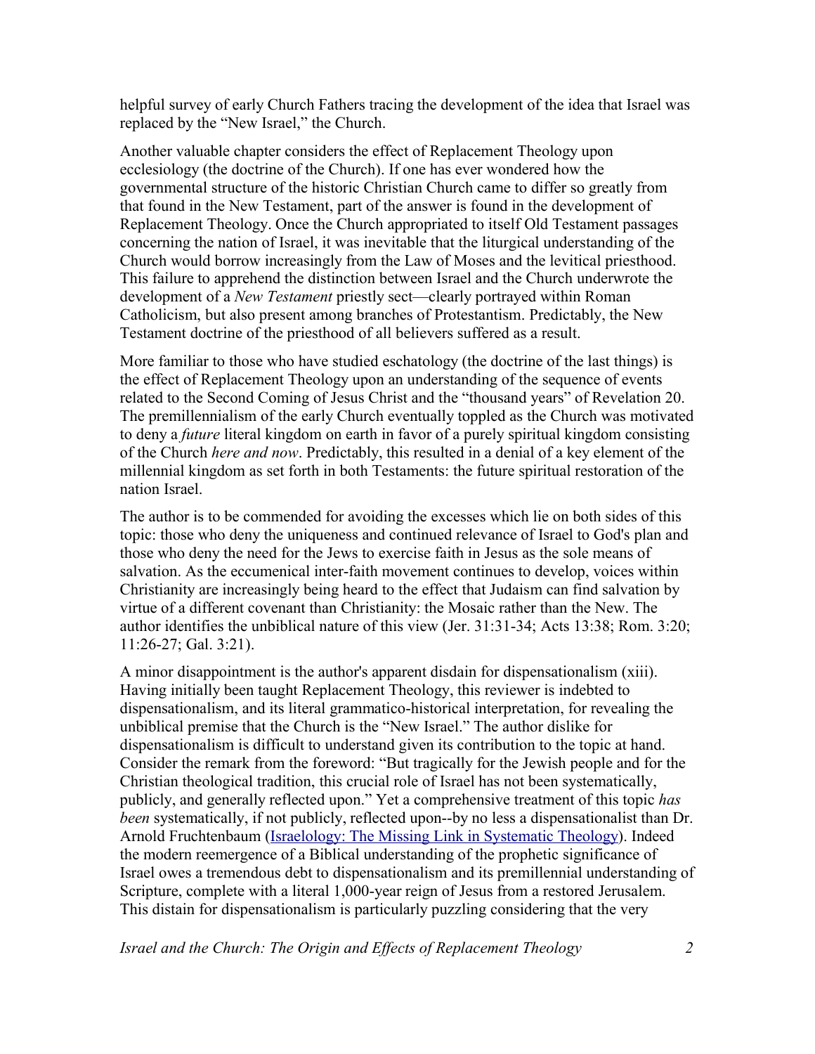helpful survey of early Church Fathers tracing the development of the idea that Israel was replaced by the "New Israel," the Church.

Another valuable chapter considers the effect of Replacement Theology upon ecclesiology (the doctrine of the Church). If one has ever wondered how the governmental structure of the historic Christian Church came to differ so greatly from that found in the New Testament, part of the answer is found in the development of Replacement Theology. Once the Church appropriated to itself Old Testament passages concerning the nation of Israel, it was inevitable that the liturgical understanding of the Church would borrow increasingly from the Law of Moses and the levitical priesthood. This failure to apprehend the distinction between Israel and the Church underwrote the development of a *New Testament* priestly sect—clearly portrayed within Roman Catholicism, but also present among branches of Protestantism. Predictably, the New Testament doctrine of the priesthood of all believers suffered as a result.

More familiar to those who have studied eschatology (the doctrine of the last things) is the effect of Replacement Theology upon an understanding of the sequence of events related to the Second Coming of Jesus Christ and the "thousand years" of Revelation 20. The premillennialism of the early Church eventually toppled as the Church was motivated to deny a *future* literal kingdom on earth in favor of a purely spiritual kingdom consisting of the Church *here and now*. Predictably, this resulted in a denial of a key element of the millennial kingdom as set forth in both Testaments: the future spiritual restoration of the nation Israel.

The author is to be commended for avoiding the excesses which lie on both sides of this topic: those who deny the uniqueness and continued relevance of Israel to God's plan and those who deny the need for the Jews to exercise faith in Jesus as the sole means of salvation. As the eccumenical inter-faith movement continues to develop, voices within Christianity are increasingly being heard to the effect that Judaism can find salvation by virtue of a different covenant than Christianity: the Mosaic rather than the New. The author identifies the unbiblical nature of this view (Jer. 31:31-34; Acts 13:38; Rom. 3:20; 11:26-27; Gal. 3:21).

A minor disappointment is the author's apparent disdain for dispensationalism (xiii). Having initially been taught Replacement Theology, this reviewer is indebted to dispensationalism, and its literal grammatico-historical interpretation, for revealing the unbiblical premise that the Church is the "New Israel." The author dislike for dispensationalism is difficult to understand given its contribution to the topic at hand. Consider the remark from the foreword: "But tragically for the Jewish people and for the Christian theological tradition, this crucial role of Israel has not been systematically, publicly, and generally reflected upon." Yet a comprehensive treatment of this topic *has been* systematically, if not publicly, reflected upon--by no less a dispensationalist than Dr. Arnold Fruchtenbaum (Israelology: The Missing Link in Systematic Theology). Indeed the modern reemergence of a Biblical understanding of the prophetic significance of Israel owes a tremendous debt to dispensationalism and its premillennial understanding of Scripture, complete with a literal 1,000-year reign of Jesus from a restored Jerusalem. This distain for dispensationalism is particularly puzzling considering that the very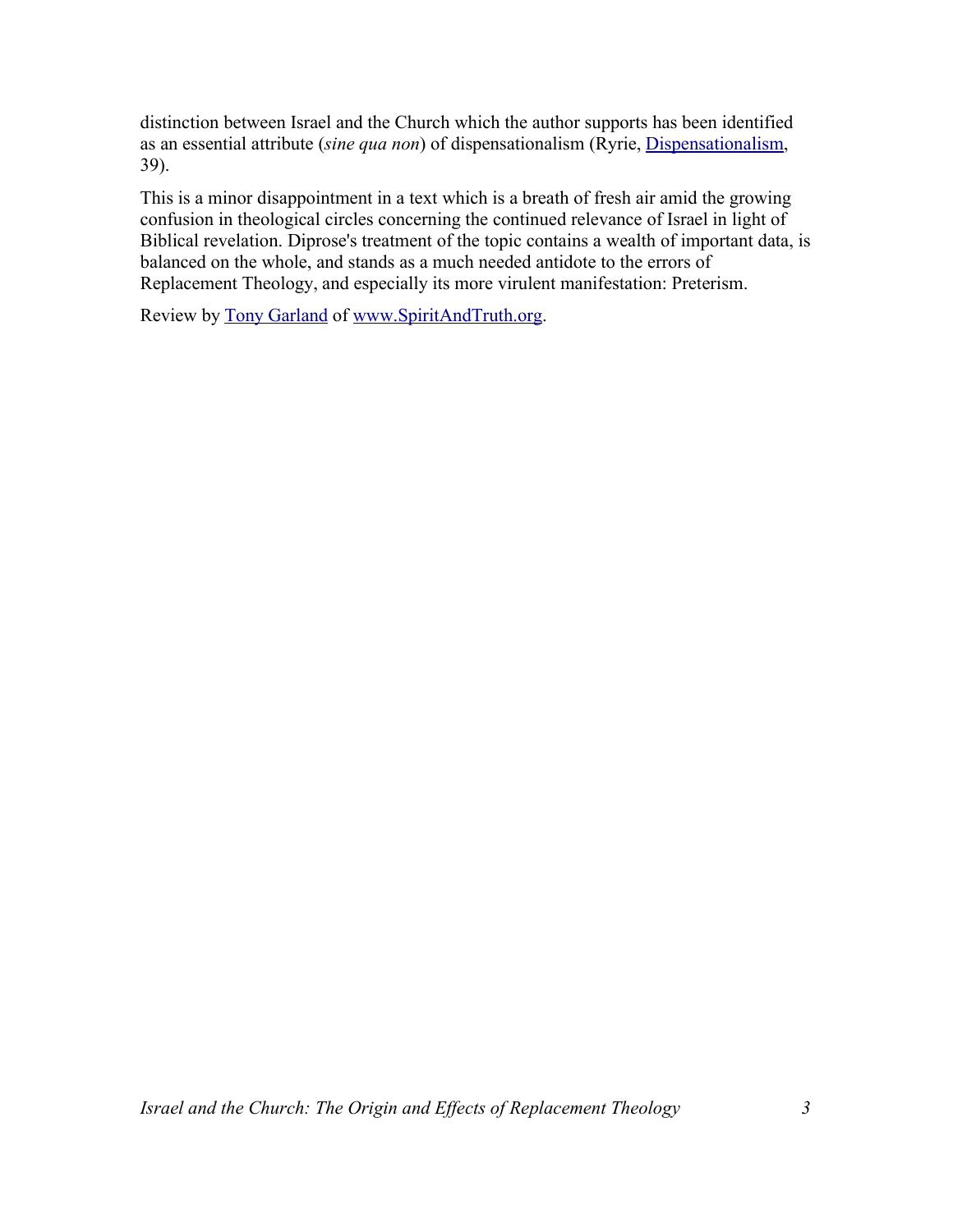distinction between Israel and the Church which the author supports has been identified as an essential attribute (*sine qua non*) of dispensationalism (Ryrie, Dispensationalism, 39).

This is a minor disappointment in a text which is a breath of fresh air amid the growing confusion in theological circles concerning the continued relevance of Israel in light of Biblical revelation. Diprose's treatment of the topic contains a wealth of important data, is balanced on the whole, and stands as a much needed antidote to the errors of Replacement Theology, and especially its more virulent manifestation: Preterism.

Review by Tony Garland of www.SpiritAndTruth.org.